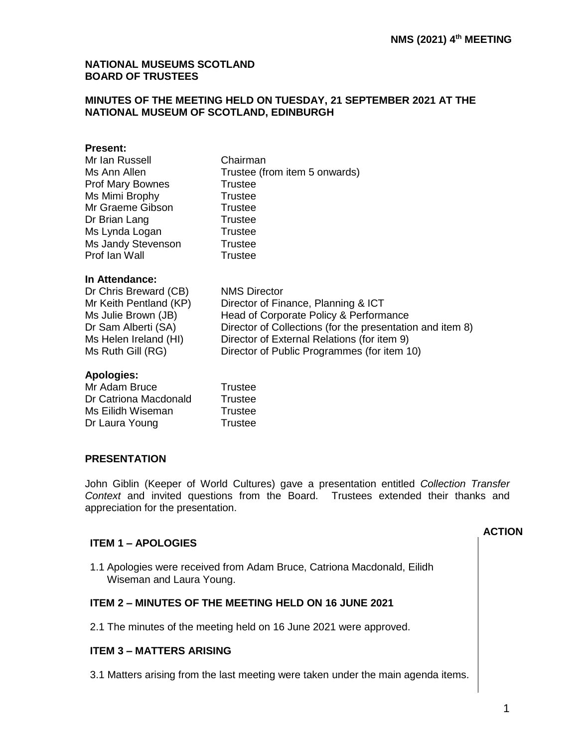**NMS (2021) 4th MEETING**

# NATIONAL MUSEUMS SCOTLAND BOARD OF TRUSTEES

## MINUTES OF THE MEETING HELD ON TUESDAY, 21 SEPTEMBER 2021 AT THE NATIONAL MUSEUM OF SCOTLAND, EDINBURGH

**Present:**

| | |
|---|---|
| Mr Ian Russell | Chairman |
| Ms Ann Allen | Trustee (from item 5 onwards) |
| Prof Mary Bownes | Trustee |
| Ms Mimi Brophy | Trustee |
| Mr Graeme Gibson | Trustee |
| Dr Brian Lang | Trustee |
| Ms Lynda Logan | Trustee |
| Ms Jandy Stevenson | Trustee |
| Prof Ian Wall | Trustee |

**In Attendance:**

| | |
|---|---|
| Dr Chris Breward (CB) | NMS Director |
| Mr Keith Pentland (KP) | Director of Finance, Planning & ICT |
| Ms Julie Brown (JB) | Head of Corporate Policy & Performance |
| Dr Sam Alberti (SA) | Director of Collections (for the presentation and item 8) |
| Ms Helen Ireland (HI) | Director of External Relations (for item 9) |
| Ms Ruth Gill (RG) | Director of Public Programmes (for item 10) |

**Apologies:**

| | |
|---|---|
| Mr Adam Bruce | Trustee |
| Dr Catriona Macdonald | Trustee |
| Ms Eilidh Wiseman | Trustee |
| Dr Laura Young | Trustee |

### PRESENTATION

John Giblin (Keeper of World Cultures) gave a presentation entitled *Collection Transfer Context* and invited questions from the Board. Trustees extended their thanks and appreciation for the presentation.

**ACTION**

### ITEM 1 – APOLOGIES

1.1 Apologies were received from Adam Bruce, Catriona Macdonald, Eilidh Wiseman and Laura Young.

### ITEM 2 – MINUTES OF THE MEETING HELD ON 16 JUNE 2021

2.1 The minutes of the meeting held on 16 June 2021 were approved.

### ITEM 3 – MATTERS ARISING

3.1 Matters arising from the last meeting were taken under the main agenda items.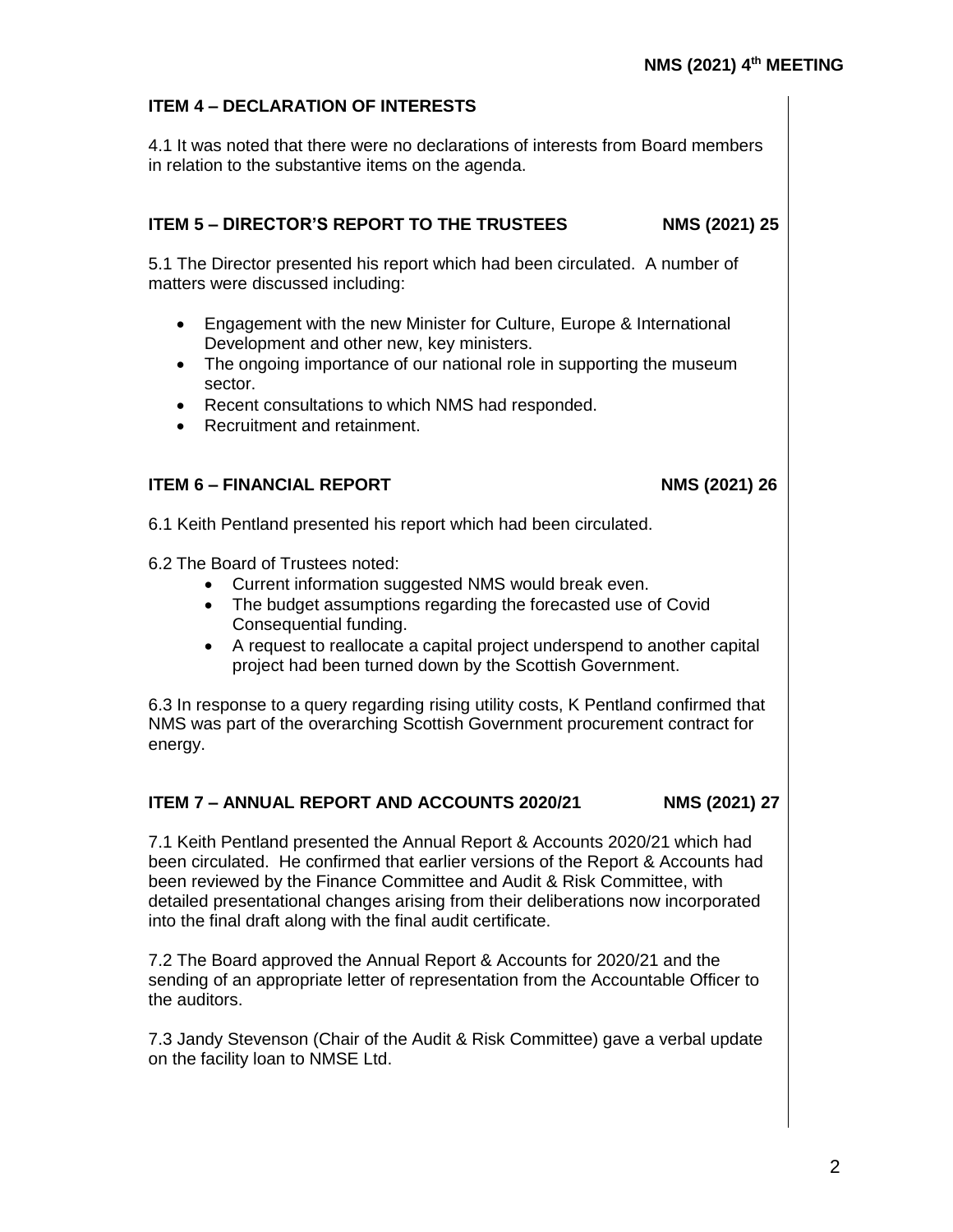## ITEM 4 – DECLARATION OF INTERESTS

4.1 It was noted that there were no declarations of interests from Board members in relation to the substantive items on the agenda.

## ITEM 5 – DIRECTOR'S REPORT TO THE TRUSTEES NMS (2021) 25

5.1 The Director presented his report which had been circulated. A number of matters were discussed including:

- Engagement with the new Minister for Culture, Europe & International Development and other new, key ministers.
- The ongoing importance of our national role in supporting the museum sector.
- Recent consultations to which NMS had responded.
- Recruitment and retainment.

## ITEM 6 – FINANCIAL REPORT NMS (2021) 26

6.1 Keith Pentland presented his report which had been circulated.

6.2 The Board of Trustees noted:

- Current information suggested NMS would break even.
- The budget assumptions regarding the forecasted use of Covid Consequential funding.
- A request to reallocate a capital project underspend to another capital project had been turned down by the Scottish Government.

6.3 In response to a query regarding rising utility costs, K Pentland confirmed that NMS was part of the overarching Scottish Government procurement contract for energy.

## ITEM 7 – ANNUAL REPORT AND ACCOUNTS 2020/21 NMS (2021) 27

7.1 Keith Pentland presented the Annual Report & Accounts 2020/21 which had been circulated. He confirmed that earlier versions of the Report & Accounts had been reviewed by the Finance Committee and Audit & Risk Committee, with detailed presentational changes arising from their deliberations now incorporated into the final draft along with the final audit certificate.

7.2 The Board approved the Annual Report & Accounts for 2020/21 and the sending of an appropriate letter of representation from the Accountable Officer to the auditors.

7.3 Jandy Stevenson (Chair of the Audit & Risk Committee) gave a verbal update on the facility loan to NMSE Ltd.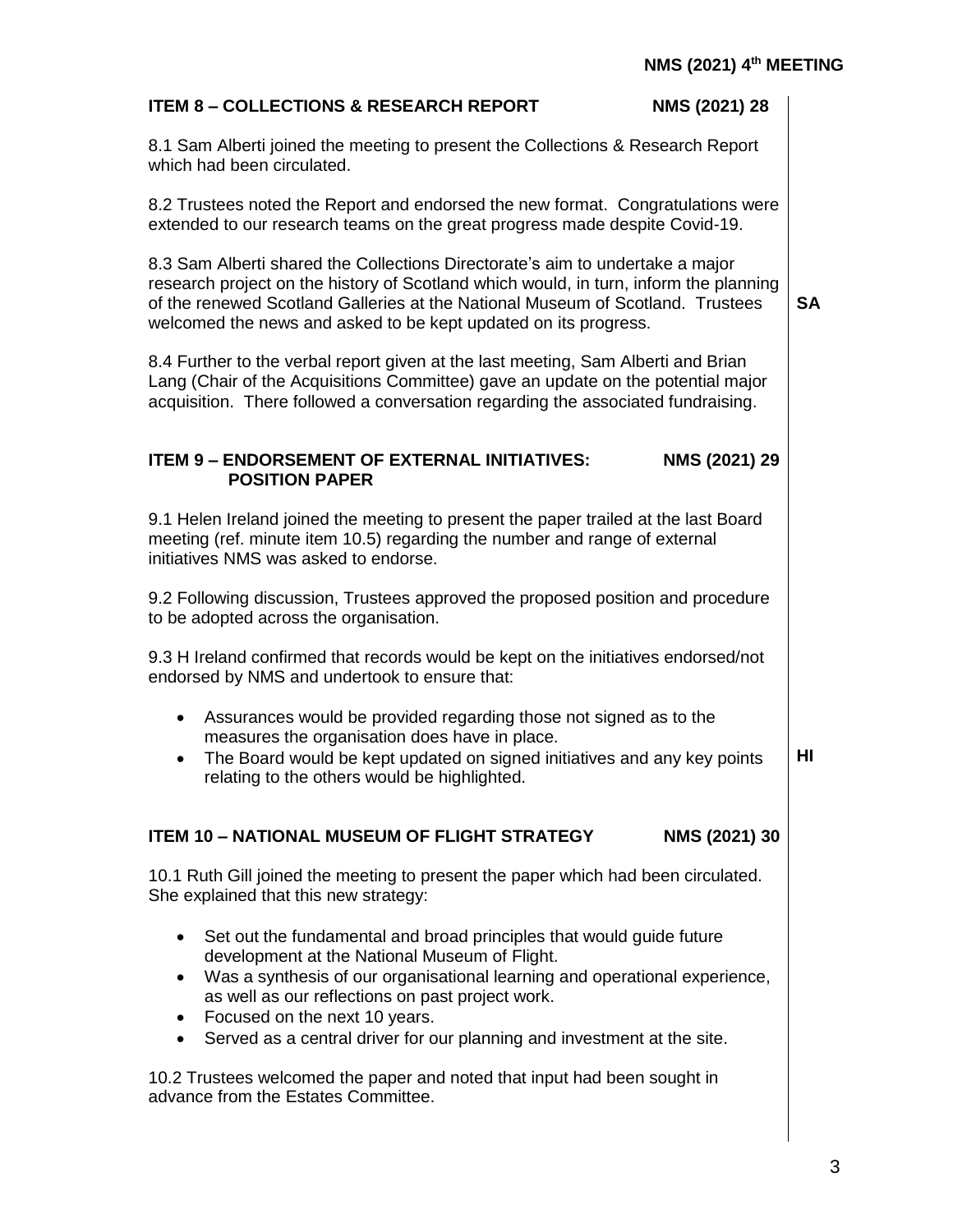## ITEM 8 – COLLECTIONS & RESEARCH REPORT NMS (2021) 28

8.1 Sam Alberti joined the meeting to present the Collections & Research Report which had been circulated.

8.2 Trustees noted the Report and endorsed the new format. Congratulations were extended to our research teams on the great progress made despite Covid-19.

8.3 Sam Alberti shared the Collections Directorate's aim to undertake a major research project on the history of Scotland which would, in turn, inform the planning of the renewed Scotland Galleries at the National Museum of Scotland. Trustees welcomed the news and asked to be kept updated on its progress. **SA**

8.4 Further to the verbal report given at the last meeting, Sam Alberti and Brian Lang (Chair of the Acquisitions Committee) gave an update on the potential major acquisition. There followed a conversation regarding the associated fundraising.

## ITEM 9 – ENDORSEMENT OF EXTERNAL INITIATIVES: POSITION PAPER NMS (2021) 29

9.1 Helen Ireland joined the meeting to present the paper trailed at the last Board meeting (ref. minute item 10.5) regarding the number and range of external initiatives NMS was asked to endorse.

9.2 Following discussion, Trustees approved the proposed position and procedure to be adopted across the organisation.

9.3 H Ireland confirmed that records would be kept on the initiatives endorsed/not endorsed by NMS and undertook to ensure that:

- Assurances would be provided regarding those not signed as to the measures the organisation does have in place.
- The Board would be kept updated on signed initiatives and any key points relating to the others would be highlighted. **HI**

## ITEM 10 – NATIONAL MUSEUM OF FLIGHT STRATEGY NMS (2021) 30

10.1 Ruth Gill joined the meeting to present the paper which had been circulated. She explained that this new strategy:

- Set out the fundamental and broad principles that would guide future development at the National Museum of Flight.
- Was a synthesis of our organisational learning and operational experience, as well as our reflections on past project work.
- Focused on the next 10 years.
- Served as a central driver for our planning and investment at the site.

10.2 Trustees welcomed the paper and noted that input had been sought in advance from the Estates Committee.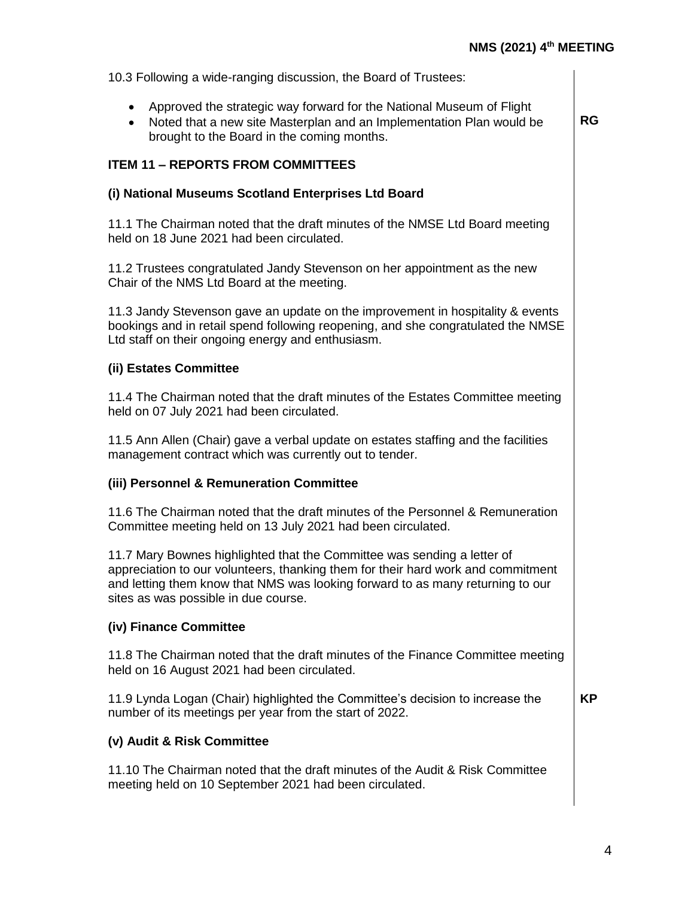10.3 Following a wide-ranging discussion, the Board of Trustees:

- Approved the strategic way forward for the National Museum of Flight
- Noted that a new site Masterplan and an Implementation Plan would be brought to the Board in the coming months. **RG**

**ITEM 11 – REPORTS FROM COMMITTEES**

**(i) National Museums Scotland Enterprises Ltd Board**

11.1 The Chairman noted that the draft minutes of the NMSE Ltd Board meeting held on 18 June 2021 had been circulated.

11.2 Trustees congratulated Jandy Stevenson on her appointment as the new Chair of the NMS Ltd Board at the meeting.

11.3 Jandy Stevenson gave an update on the improvement in hospitality & events bookings and in retail spend following reopening, and she congratulated the NMSE Ltd staff on their ongoing energy and enthusiasm.

**(ii) Estates Committee**

11.4 The Chairman noted that the draft minutes of the Estates Committee meeting held on 07 July 2021 had been circulated.

11.5 Ann Allen (Chair) gave a verbal update on estates staffing and the facilities management contract which was currently out to tender.

**(iii) Personnel & Remuneration Committee**

11.6 The Chairman noted that the draft minutes of the Personnel & Remuneration Committee meeting held on 13 July 2021 had been circulated.

11.7 Mary Bownes highlighted that the Committee was sending a letter of appreciation to our volunteers, thanking them for their hard work and commitment and letting them know that NMS was looking forward to as many returning to our sites as was possible in due course.

**(iv) Finance Committee**

11.8 The Chairman noted that the draft minutes of the Finance Committee meeting held on 16 August 2021 had been circulated.

11.9 Lynda Logan (Chair) highlighted the Committee's decision to increase the number of its meetings per year from the start of 2022. **KP**

**(v) Audit & Risk Committee**

11.10 The Chairman noted that the draft minutes of the Audit & Risk Committee meeting held on 10 September 2021 had been circulated.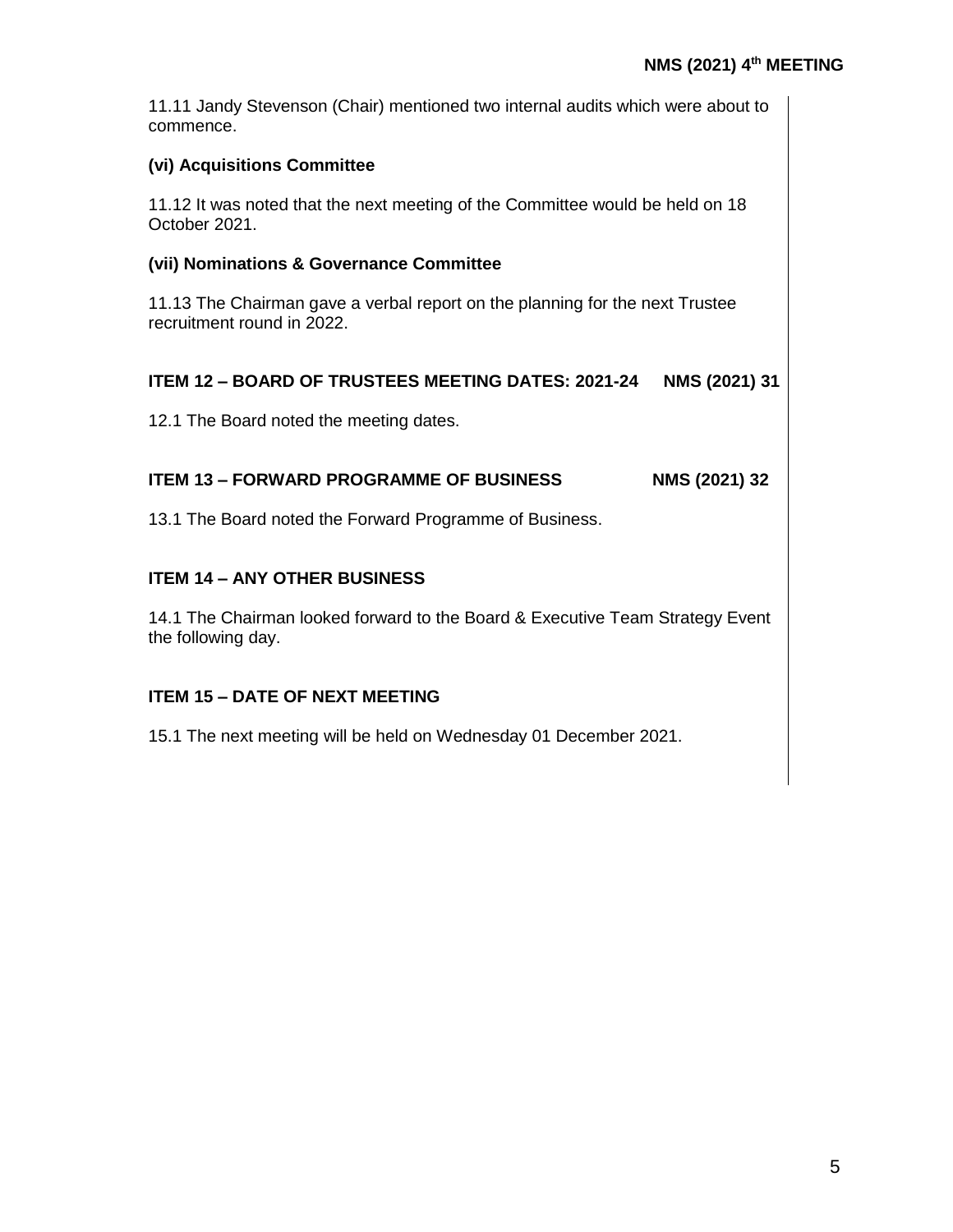11.11 Jandy Stevenson (Chair) mentioned two internal audits which were about to commence.

**(vi) Acquisitions Committee**

11.12 It was noted that the next meeting of the Committee would be held on 18 October 2021.

**(vii) Nominations & Governance Committee**

11.13 The Chairman gave a verbal report on the planning for the next Trustee recruitment round in 2022.

## ITEM 12 – BOARD OF TRUSTEES MEETING DATES: 2021-24 NMS (2021) 31

12.1 The Board noted the meeting dates.

## ITEM 13 – FORWARD PROGRAMME OF BUSINESS NMS (2021) 32

13.1 The Board noted the Forward Programme of Business.

## ITEM 14 – ANY OTHER BUSINESS

14.1 The Chairman looked forward to the Board & Executive Team Strategy Event the following day.

## ITEM 15 – DATE OF NEXT MEETING

15.1 The next meeting will be held on Wednesday 01 December 2021.